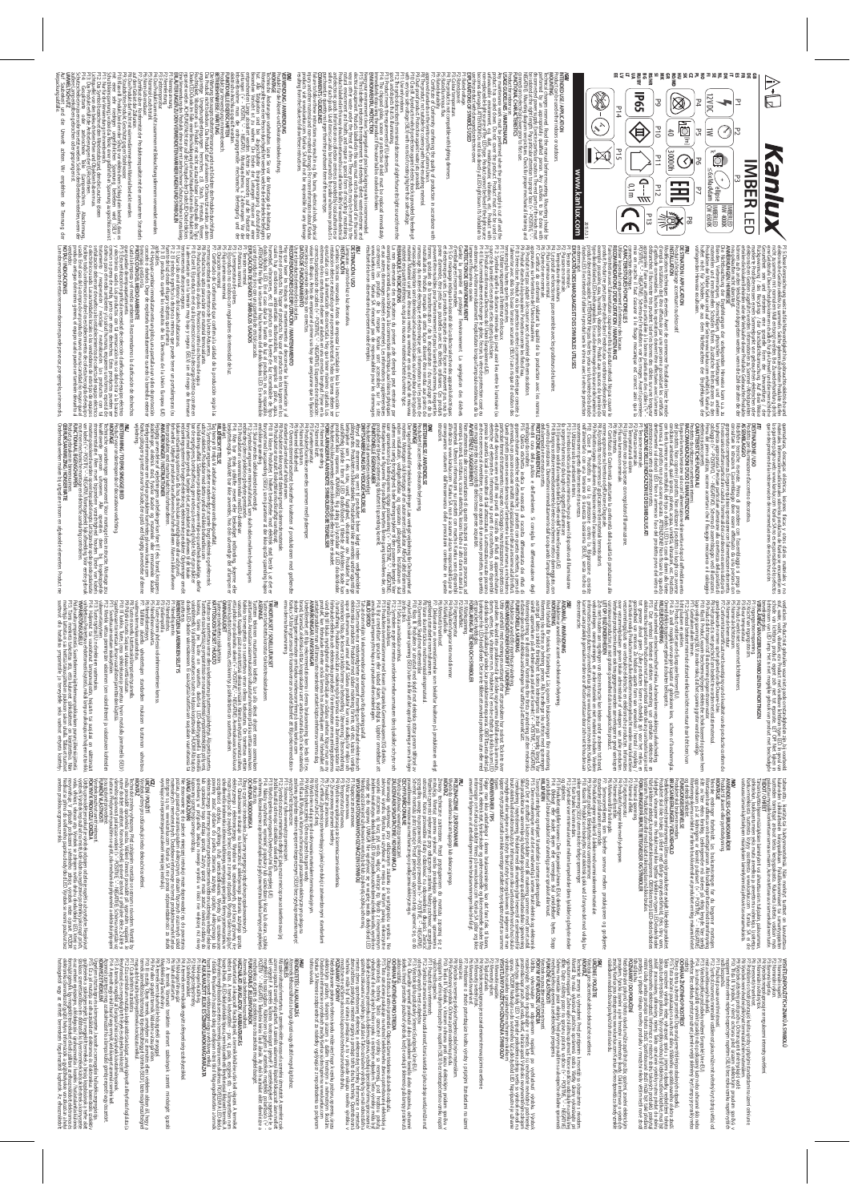# Kanlux

## IMBER LED

www.kanlux.com

P1 P2 P3 P4 P5 P6 P7 P8 P9 P10 P11 P12 P13 P14 P15

12VDC

1W

IP65

0,1 m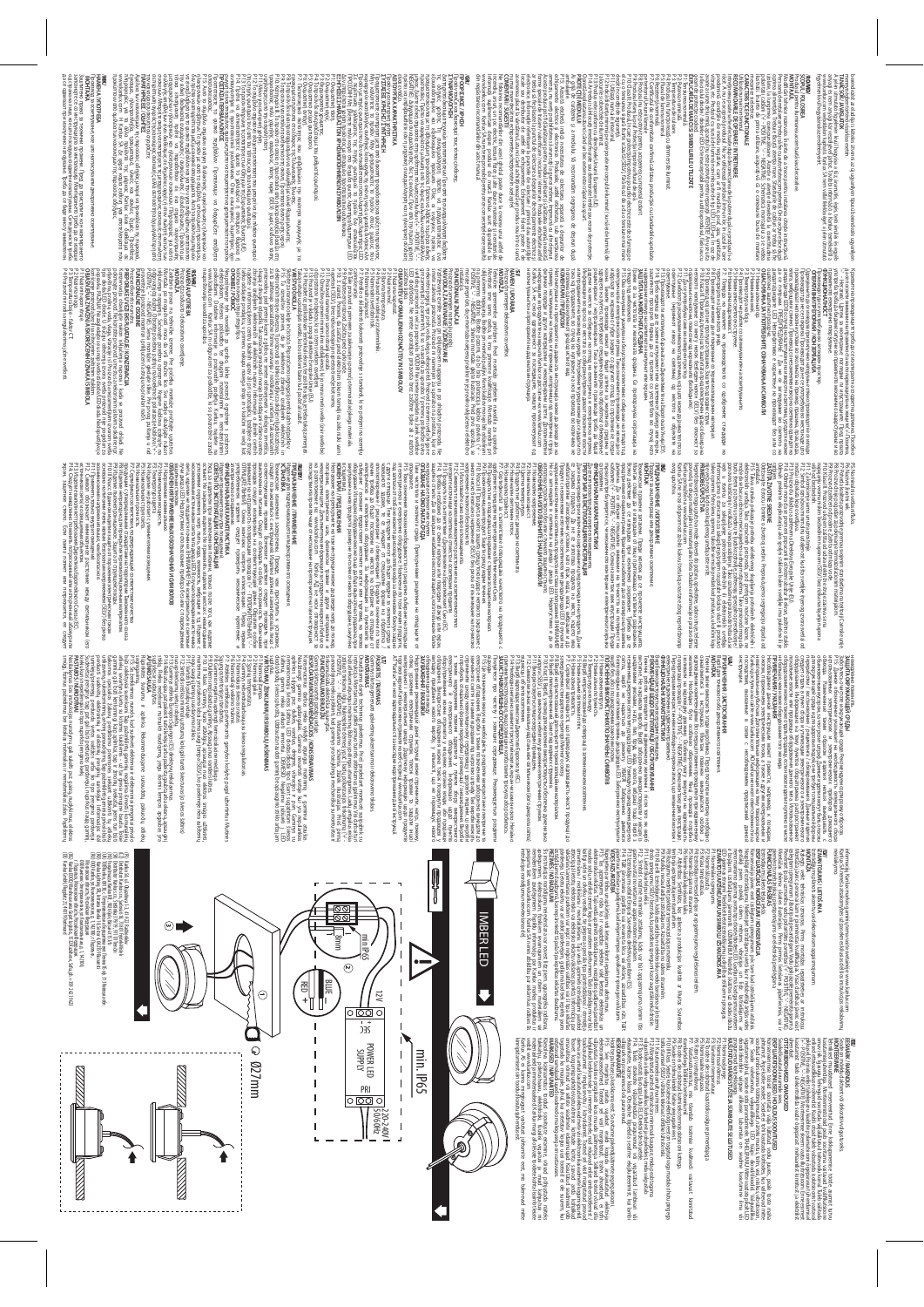IMBER LED

min. IP65

POWER LED SUPPLY

12V

SEC

PRI

220-240V 50/60Hz

BLUE

RED

min IP65

30mm

Ø27mm